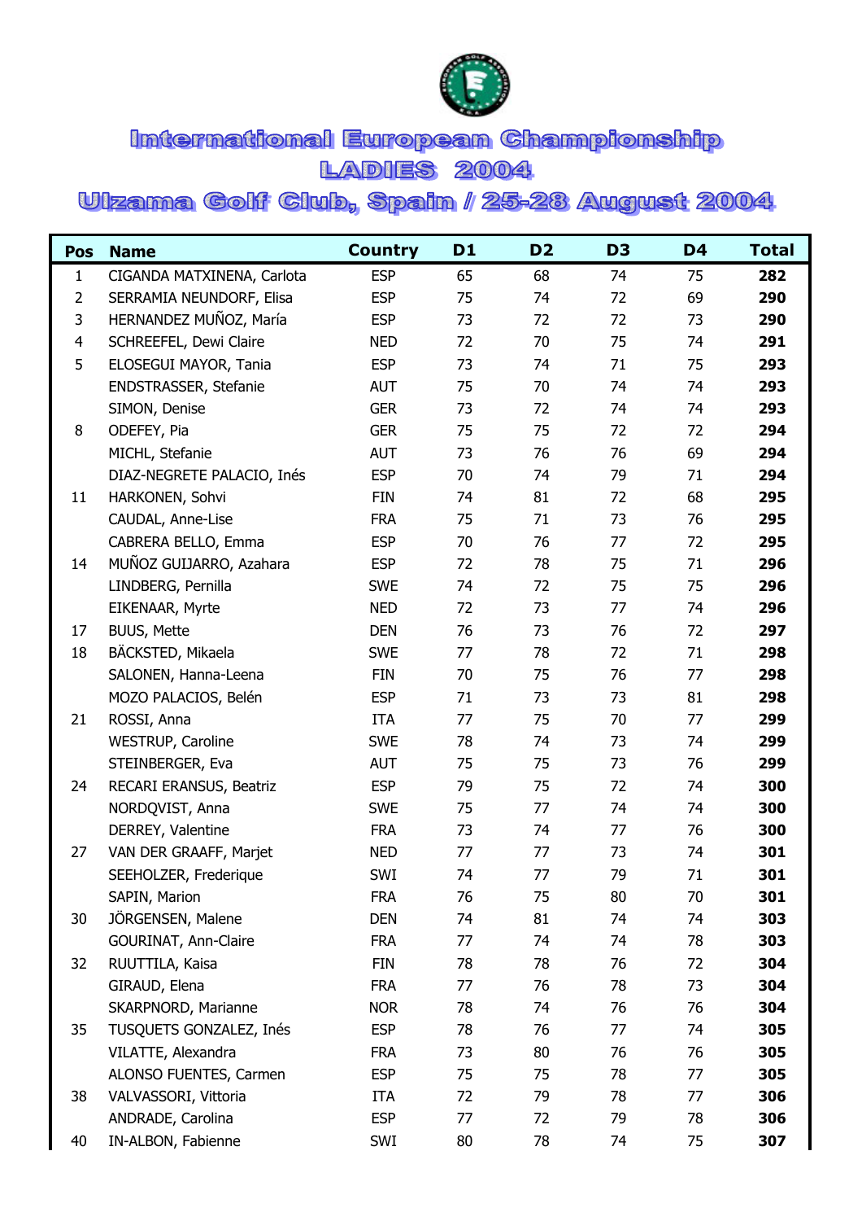# International European Championship
## LADIES 2004
## Ulzama Golf Club, Spain / 25-28 August 2004

| Pos | Name | Country | D1 | D2 | D3 | D4 | Total |
|---|---|---|---|---|---|---|---|
| 1 | CIGANDA MATXINENA, Carlota | ESP | 65 | 68 | 74 | 75 | **282** |
| 2 | SERRAMIA NEUNDORF, Elisa | ESP | 75 | 74 | 72 | 69 | **290** |
| 3 | HERNANDEZ MUÑOZ, María | ESP | 73 | 72 | 72 | 73 | **290** |
| 4 | SCHREEFEL, Dewi Claire | NED | 72 | 70 | 75 | 74 | **291** |
| 5 | ELOSEGUI MAYOR, Tania | ESP | 73 | 74 | 71 | 75 | **293** |
| | ENDSTRASSER, Stefanie | AUT | 75 | 70 | 74 | 74 | **293** |
| | SIMON, Denise | GER | 73 | 72 | 74 | 74 | **293** |
| 8 | ODEFEY, Pia | GER | 75 | 75 | 72 | 72 | **294** |
| | MICHL, Stefanie | AUT | 73 | 76 | 76 | 69 | **294** |
| | DIAZ-NEGRETE PALACIO, Inés | ESP | 70 | 74 | 79 | 71 | **294** |
| 11 | HARKONEN, Sohvi | FIN | 74 | 81 | 72 | 68 | **295** |
| | CAUDAL, Anne-Lise | FRA | 75 | 71 | 73 | 76 | **295** |
| | CABRERA BELLO, Emma | ESP | 70 | 76 | 77 | 72 | **295** |
| 14 | MUÑOZ GUIJARRO, Azahara | ESP | 72 | 78 | 75 | 71 | **296** |
| | LINDBERG, Pernilla | SWE | 74 | 72 | 75 | 75 | **296** |
| | EIKENAAR, Myrte | NED | 72 | 73 | 77 | 74 | **296** |
| 17 | BUUS, Mette | DEN | 76 | 73 | 76 | 72 | **297** |
| 18 | BÄCKSTED, Mikaela | SWE | 77 | 78 | 72 | 71 | **298** |
| | SALONEN, Hanna-Leena | FIN | 70 | 75 | 76 | 77 | **298** |
| | MOZO PALACIOS, Belén | ESP | 71 | 73 | 73 | 81 | **298** |
| 21 | ROSSI, Anna | ITA | 77 | 75 | 70 | 77 | **299** |
| | WESTRUP, Caroline | SWE | 78 | 74 | 73 | 74 | **299** |
| | STEINBERGER, Eva | AUT | 75 | 75 | 73 | 76 | **299** |
| 24 | RECARI ERANSUS, Beatriz | ESP | 79 | 75 | 72 | 74 | **300** |
| | NORDQVIST, Anna | SWE | 75 | 77 | 74 | 74 | **300** |
| | DERREY, Valentine | FRA | 73 | 74 | 77 | 76 | **300** |
| 27 | VAN DER GRAAFF, Marjet | NED | 77 | 77 | 73 | 74 | **301** |
| | SEEHOLZER, Frederique | SWI | 74 | 77 | 79 | 71 | **301** |
| | SAPIN, Marion | FRA | 76 | 75 | 80 | 70 | **301** |
| 30 | JÖRGENSEN, Malene | DEN | 74 | 81 | 74 | 74 | **303** |
| | GOURINAT, Ann-Claire | FRA | 77 | 74 | 74 | 78 | **303** |
| 32 | RUUTTILA, Kaisa | FIN | 78 | 78 | 76 | 72 | **304** |
| | GIRAUD, Elena | FRA | 77 | 76 | 78 | 73 | **304** |
| | SKARPNORD, Marianne | NOR | 78 | 74 | 76 | 76 | **304** |
| 35 | TUSQUETS GONZALEZ, Inés | ESP | 78 | 76 | 77 | 74 | **305** |
| | VILATTE, Alexandra | FRA | 73 | 80 | 76 | 76 | **305** |
| | ALONSO FUENTES, Carmen | ESP | 75 | 75 | 78 | 77 | **305** |
| 38 | VALVASSORI, Vittoria | ITA | 72 | 79 | 78 | 77 | **306** |
| | ANDRADE, Carolina | ESP | 77 | 72 | 79 | 78 | **306** |
| 40 | IN-ALBON, Fabienne | SWI | 80 | 78 | 74 | 75 | **307** |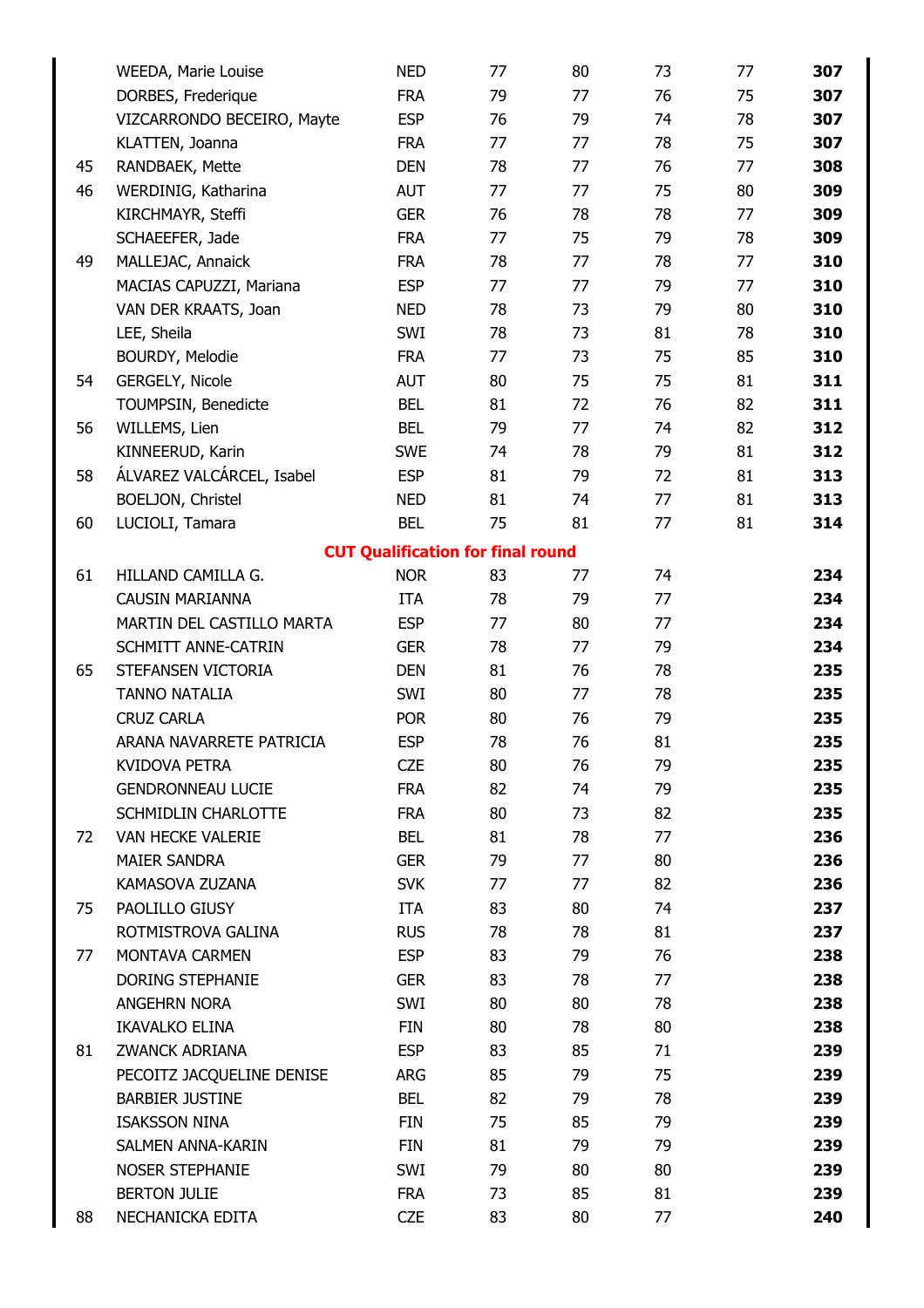| | | | | | | | |
|---|---|---|---|---|---|---|---|
| | WEEDA, Marie Louise | NED | 77 | 80 | 73 | 77 | **307** |
| | DORBES, Frederique | FRA | 79 | 77 | 76 | 75 | **307** |
| | VIZCARRONDO BECEIRO, Mayte | ESP | 76 | 79 | 74 | 78 | **307** |
| | KLATTEN, Joanna | FRA | 77 | 77 | 78 | 75 | **307** |
| 45 | RANDBAEK, Mette | DEN | 78 | 77 | 76 | 77 | **308** |
| 46 | WERDINIG, Katharina | AUT | 77 | 77 | 75 | 80 | **309** |
| | KIRCHMAYR, Steffi | GER | 76 | 78 | 78 | 77 | **309** |
| | SCHAEEFER, Jade | FRA | 77 | 75 | 79 | 78 | **309** |
| 49 | MALLEJAC, Annaick | FRA | 78 | 77 | 78 | 77 | **310** |
| | MACIAS CAPUZZI, Mariana | ESP | 77 | 77 | 79 | 77 | **310** |
| | VAN DER KRAATS, Joan | NED | 78 | 73 | 79 | 80 | **310** |
| | LEE, Sheila | SWI | 78 | 73 | 81 | 78 | **310** |
| | BOURDY, Melodie | FRA | 77 | 73 | 75 | 85 | **310** |
| 54 | GERGELY, Nicole | AUT | 80 | 75 | 75 | 81 | **311** |
| | TOUMPSIN, Benedicte | BEL | 81 | 72 | 76 | 82 | **311** |
| 56 | WILLEMS, Lien | BEL | 79 | 77 | 74 | 82 | **312** |
| | KINNEERUD, Karin | SWE | 74 | 78 | 79 | 81 | **312** |
| 58 | ÁLVAREZ VALCÁRCEL, Isabel | ESP | 81 | 79 | 72 | 81 | **313** |
| | BOELJON, Christel | NED | 81 | 74 | 77 | 81 | **313** |
| 60 | LUCIOLI, Tamara | BEL | 75 | 81 | 77 | 81 | **314** |
| | **CUT Qualification for final round** | | | | | | |
| 61 | HILLAND CAMILLA G. | NOR | 83 | 77 | 74 | | **234** |
| | CAUSIN MARIANNA | ITA | 78 | 79 | 77 | | **234** |
| | MARTIN DEL CASTILLO MARTA | ESP | 77 | 80 | 77 | | **234** |
| | SCHMITT ANNE-CATRIN | GER | 78 | 77 | 79 | | **234** |
| 65 | STEFANSEN VICTORIA | DEN | 81 | 76 | 78 | | **235** |
| | TANNO NATALIA | SWI | 80 | 77 | 78 | | **235** |
| | CRUZ CARLA | POR | 80 | 76 | 79 | | **235** |
| | ARANA NAVARRETE PATRICIA | ESP | 78 | 76 | 81 | | **235** |
| | KVIDOVA PETRA | CZE | 80 | 76 | 79 | | **235** |
| | GENDRONNEAU LUCIE | FRA | 82 | 74 | 79 | | **235** |
| | SCHMIDLIN CHARLOTTE | FRA | 80 | 73 | 82 | | **235** |
| 72 | VAN HECKE VALERIE | BEL | 81 | 78 | 77 | | **236** |
| | MAIER SANDRA | GER | 79 | 77 | 80 | | **236** |
| | KAMASOVA ZUZANA | SVK | 77 | 77 | 82 | | **236** |
| 75 | PAOLILLO GIUSY | ITA | 83 | 80 | 74 | | **237** |
| | ROTMISTROVA GALINA | RUS | 78 | 78 | 81 | | **237** |
| 77 | MONTAVA CARMEN | ESP | 83 | 79 | 76 | | **238** |
| | DORING STEPHANIE | GER | 83 | 78 | 77 | | **238** |
| | ANGEHRN NORA | SWI | 80 | 80 | 78 | | **238** |
| | IKAVALKO ELINA | FIN | 80 | 78 | 80 | | **238** |
| 81 | ZWANCK ADRIANA | ESP | 83 | 85 | 71 | | **239** |
| | PECOITZ JACQUELINE DENISE | ARG | 85 | 79 | 75 | | **239** |
| | BARBIER JUSTINE | BEL | 82 | 79 | 78 | | **239** |
| | ISAKSSON NINA | FIN | 75 | 85 | 79 | | **239** |
| | SALMEN ANNA-KARIN | FIN | 81 | 79 | 79 | | **239** |
| | NOSER STEPHANIE | SWI | 79 | 80 | 80 | | **239** |
| | BERTON JULIE | FRA | 73 | 85 | 81 | | **239** |
| 88 | NECHANICKA EDITA | CZE | 83 | 80 | 77 | | **240** |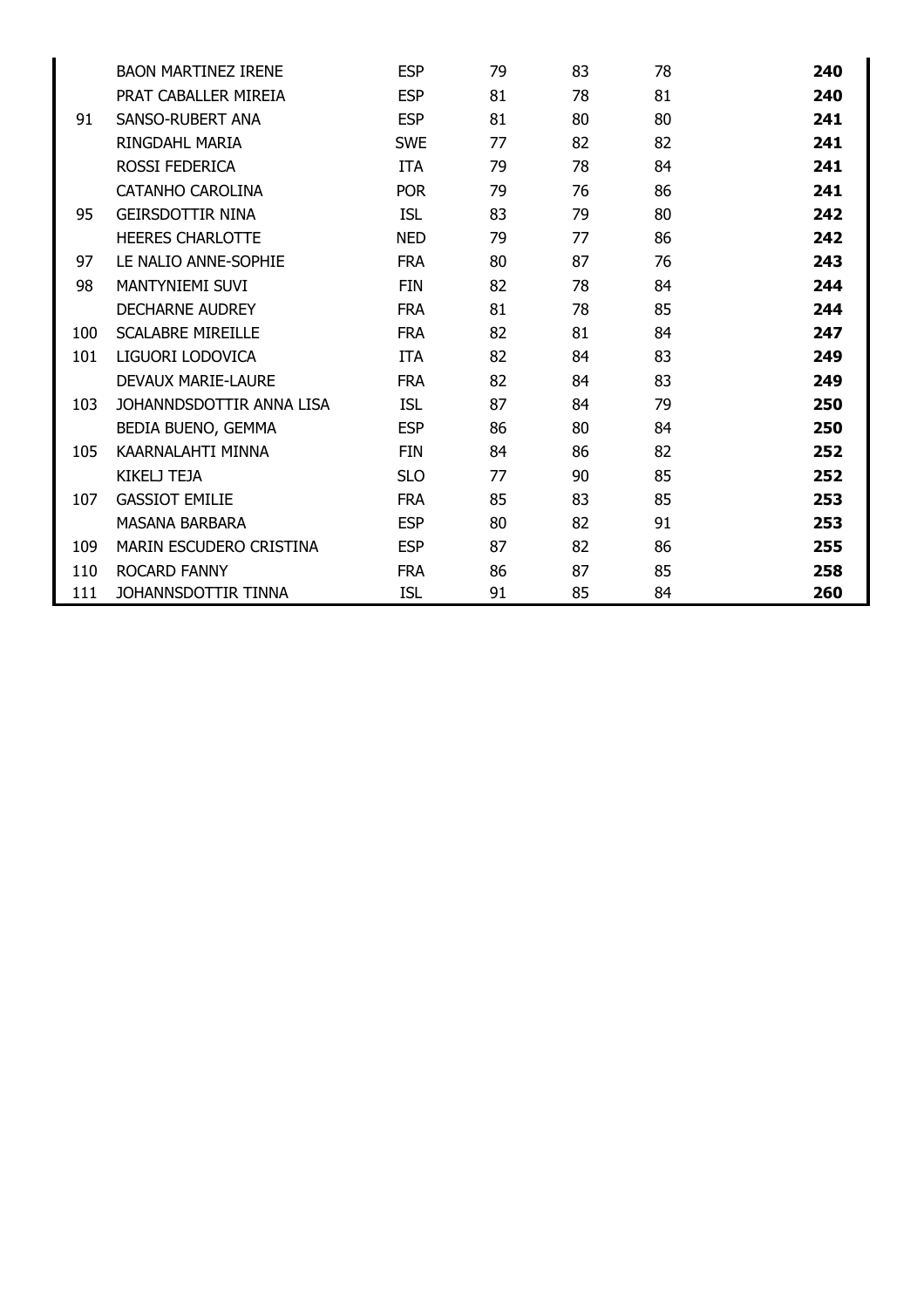| | | | | | | |
|---|---|---|---|---|---|---|
| | BAON MARTINEZ IRENE | ESP | 79 | 83 | 78 | **240** |
| | PRAT CABALLER MIREIA | ESP | 81 | 78 | 81 | **240** |
| 91 | SANSO-RUBERT ANA | ESP | 81 | 80 | 80 | **241** |
| | RINGDAHL MARIA | SWE | 77 | 82 | 82 | **241** |
| | ROSSI FEDERICA | ITA | 79 | 78 | 84 | **241** |
| | CATANHO CAROLINA | POR | 79 | 76 | 86 | **241** |
| 95 | GEIRSDOTTIR NINA | ISL | 83 | 79 | 80 | **242** |
| | HEERES CHARLOTTE | NED | 79 | 77 | 86 | **242** |
| 97 | LE NALIO ANNE-SOPHIE | FRA | 80 | 87 | 76 | **243** |
| 98 | MANTYNIEMI SUVI | FIN | 82 | 78 | 84 | **244** |
| | DECHARNE AUDREY | FRA | 81 | 78 | 85 | **244** |
| 100 | SCALABRE MIREILLE | FRA | 82 | 81 | 84 | **247** |
| 101 | LIGUORI LODOVICA | ITA | 82 | 84 | 83 | **249** |
| | DEVAUX MARIE-LAURE | FRA | 82 | 84 | 83 | **249** |
| 103 | JOHANNDSDOTTIR ANNA LISA | ISL | 87 | 84 | 79 | **250** |
| | BEDIA BUENO, GEMMA | ESP | 86 | 80 | 84 | **250** |
| 105 | KAARNALAHTI MINNA | FIN | 84 | 86 | 82 | **252** |
| | KIKELJ TEJA | SLO | 77 | 90 | 85 | **252** |
| 107 | GASSIOT EMILIE | FRA | 85 | 83 | 85 | **253** |
| | MASANA BARBARA | ESP | 80 | 82 | 91 | **253** |
| 109 | MARIN ESCUDERO CRISTINA | ESP | 87 | 82 | 86 | **255** |
| 110 | ROCARD FANNY | FRA | 86 | 87 | 85 | **258** |
| 111 | JOHANNSDOTTIR TINNA | ISL | 91 | 85 | 84 | **260** |